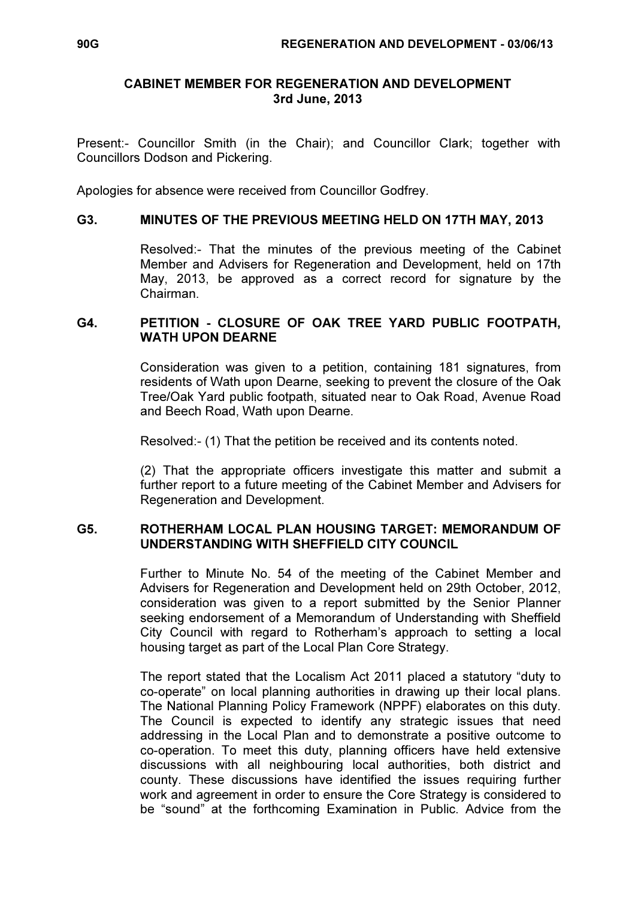# CABINET MEMBER FOR REGENERATION AND DEVELOPMENT
## 3rd June, 2013

Present:- Councillor Smith (in the Chair); and Councillor Clark; together with Councillors Dodson and Pickering.

Apologies for absence were received from Councillor Godfrey.

### G3. MINUTES OF THE PREVIOUS MEETING HELD ON 17TH MAY, 2013

Resolved:- That the minutes of the previous meeting of the Cabinet Member and Advisers for Regeneration and Development, held on 17th May, 2013, be approved as a correct record for signature by the Chairman.

### G4. PETITION - CLOSURE OF OAK TREE YARD PUBLIC FOOTPATH, WATH UPON DEARNE

Consideration was given to a petition, containing 181 signatures, from residents of Wath upon Dearne, seeking to prevent the closure of the Oak Tree/Oak Yard public footpath, situated near to Oak Road, Avenue Road and Beech Road, Wath upon Dearne.

Resolved:- (1) That the petition be received and its contents noted.

(2) That the appropriate officers investigate this matter and submit a further report to a future meeting of the Cabinet Member and Advisers for Regeneration and Development.

### G5. ROTHERHAM LOCAL PLAN HOUSING TARGET: MEMORANDUM OF UNDERSTANDING WITH SHEFFIELD CITY COUNCIL

Further to Minute No. 54 of the meeting of the Cabinet Member and Advisers for Regeneration and Development held on 29th October, 2012, consideration was given to a report submitted by the Senior Planner seeking endorsement of a Memorandum of Understanding with Sheffield City Council with regard to Rotherham's approach to setting a local housing target as part of the Local Plan Core Strategy.

The report stated that the Localism Act 2011 placed a statutory "duty to co-operate" on local planning authorities in drawing up their local plans. The National Planning Policy Framework (NPPF) elaborates on this duty. The Council is expected to identify any strategic issues that need addressing in the Local Plan and to demonstrate a positive outcome to co-operation. To meet this duty, planning officers have held extensive discussions with all neighbouring local authorities, both district and county. These discussions have identified the issues requiring further work and agreement in order to ensure the Core Strategy is considered to be "sound" at the forthcoming Examination in Public. Advice from the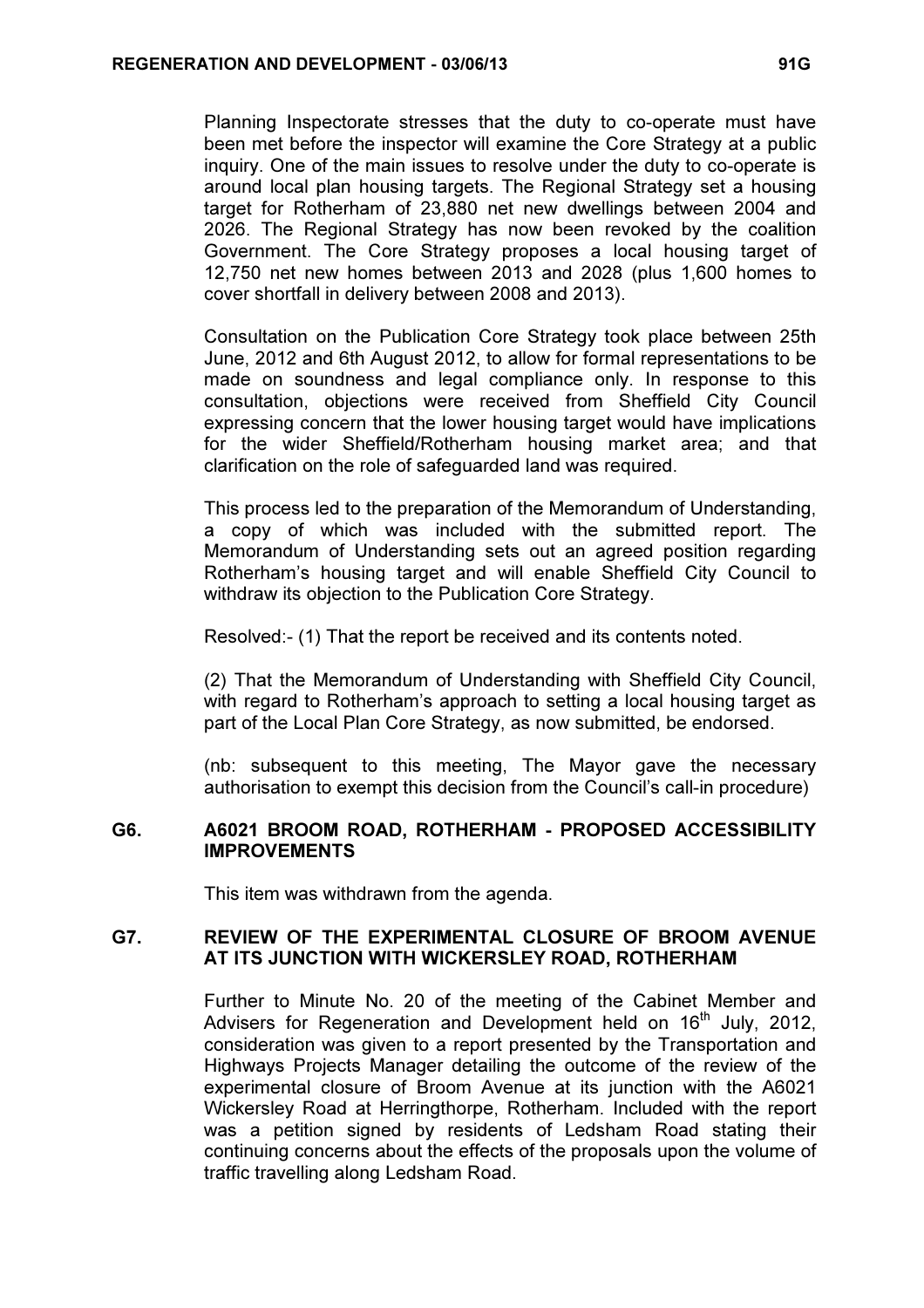Planning Inspectorate stresses that the duty to co-operate must have been met before the inspector will examine the Core Strategy at a public inquiry. One of the main issues to resolve under the duty to co-operate is around local plan housing targets. The Regional Strategy set a housing target for Rotherham of 23,880 net new dwellings between 2004 and 2026. The Regional Strategy has now been revoked by the coalition Government. The Core Strategy proposes a local housing target of 12,750 net new homes between 2013 and 2028 (plus 1,600 homes to cover shortfall in delivery between 2008 and 2013).

Consultation on the Publication Core Strategy took place between 25th June, 2012 and 6th August 2012, to allow for formal representations to be made on soundness and legal compliance only. In response to this consultation, objections were received from Sheffield City Council expressing concern that the lower housing target would have implications for the wider Sheffield/Rotherham housing market area; and that clarification on the role of safeguarded land was required.

This process led to the preparation of the Memorandum of Understanding, a copy of which was included with the submitted report. The Memorandum of Understanding sets out an agreed position regarding Rotherham's housing target and will enable Sheffield City Council to withdraw its objection to the Publication Core Strategy.

Resolved:- (1) That the report be received and its contents noted.

(2) That the Memorandum of Understanding with Sheffield City Council, with regard to Rotherham's approach to setting a local housing target as part of the Local Plan Core Strategy, as now submitted, be endorsed.

(nb: subsequent to this meeting, The Mayor gave the necessary authorisation to exempt this decision from the Council's call-in procedure)

## G6. A6021 BROOM ROAD, ROTHERHAM - PROPOSED ACCESSIBILITY IMPROVEMENTS

This item was withdrawn from the agenda.

## G7. REVIEW OF THE EXPERIMENTAL CLOSURE OF BROOM AVENUE AT ITS JUNCTION WITH WICKERSLEY ROAD, ROTHERHAM

Further to Minute No. 20 of the meeting of the Cabinet Member and Advisers for Regeneration and Development held on 16th July, 2012, consideration was given to a report presented by the Transportation and Highways Projects Manager detailing the outcome of the review of the experimental closure of Broom Avenue at its junction with the A6021 Wickersley Road at Herringthorpe, Rotherham. Included with the report was a petition signed by residents of Ledsham Road stating their continuing concerns about the effects of the proposals upon the volume of traffic travelling along Ledsham Road.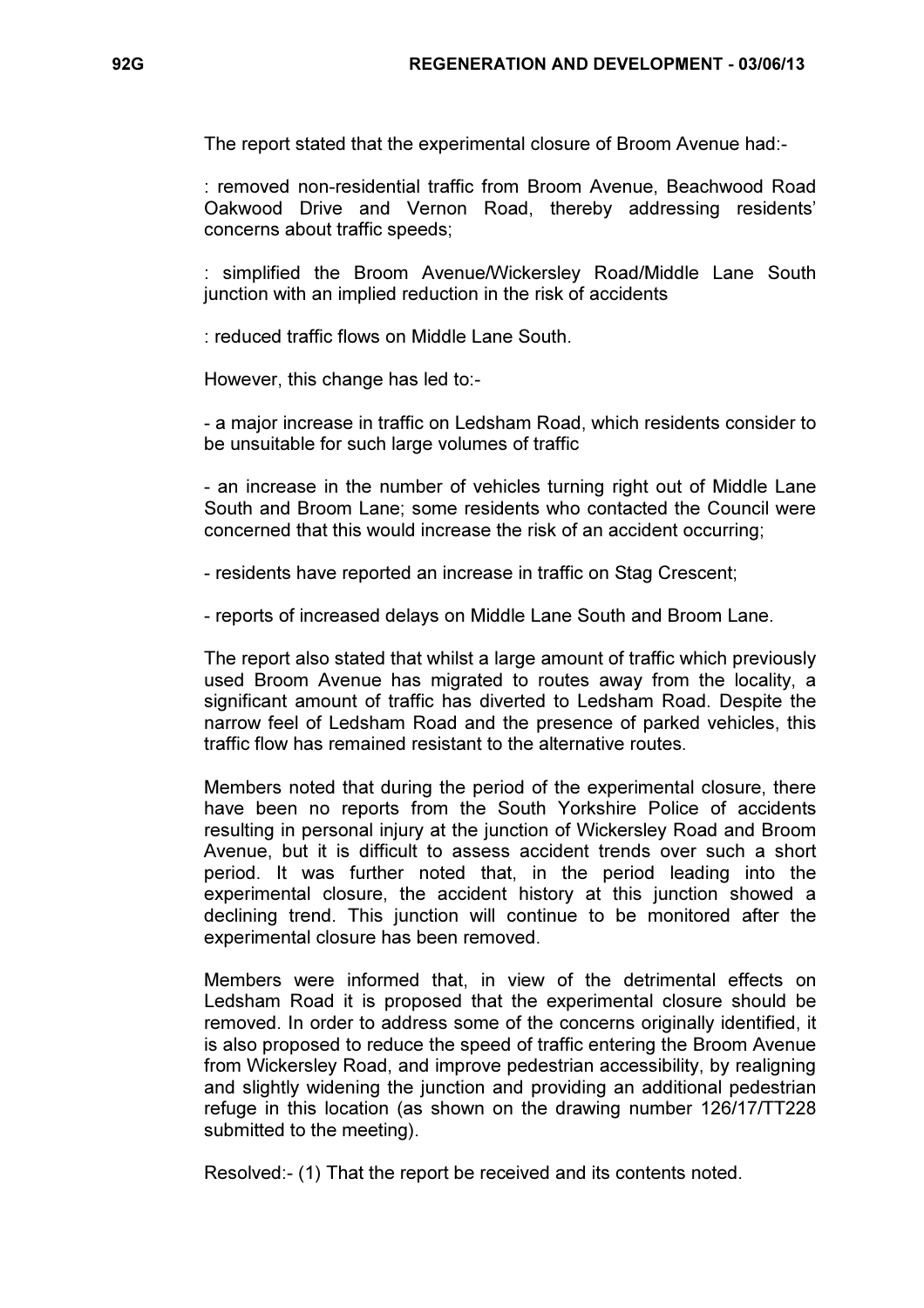The report stated that the experimental closure of Broom Avenue had:-

: removed non-residential traffic from Broom Avenue, Beachwood Road Oakwood Drive and Vernon Road, thereby addressing residents' concerns about traffic speeds;

: simplified the Broom Avenue/Wickersley Road/Middle Lane South junction with an implied reduction in the risk of accidents

: reduced traffic flows on Middle Lane South.

However, this change has led to:-

- a major increase in traffic on Ledsham Road, which residents consider to be unsuitable for such large volumes of traffic
- an increase in the number of vehicles turning right out of Middle Lane South and Broom Lane; some residents who contacted the Council were concerned that this would increase the risk of an accident occurring;
- residents have reported an increase in traffic on Stag Crescent;
- reports of increased delays on Middle Lane South and Broom Lane.

The report also stated that whilst a large amount of traffic which previously used Broom Avenue has migrated to routes away from the locality, a significant amount of traffic has diverted to Ledsham Road. Despite the narrow feel of Ledsham Road and the presence of parked vehicles, this traffic flow has remained resistant to the alternative routes.

Members noted that during the period of the experimental closure, there have been no reports from the South Yorkshire Police of accidents resulting in personal injury at the junction of Wickersley Road and Broom Avenue, but it is difficult to assess accident trends over such a short period. It was further noted that, in the period leading into the experimental closure, the accident history at this junction showed a declining trend. This junction will continue to be monitored after the experimental closure has been removed.

Members were informed that, in view of the detrimental effects on Ledsham Road it is proposed that the experimental closure should be removed. In order to address some of the concerns originally identified, it is also proposed to reduce the speed of traffic entering the Broom Avenue from Wickersley Road, and improve pedestrian accessibility, by realigning and slightly widening the junction and providing an additional pedestrian refuge in this location (as shown on the drawing number 126/17/TT228 submitted to the meeting).

Resolved:- (1) That the report be received and its contents noted.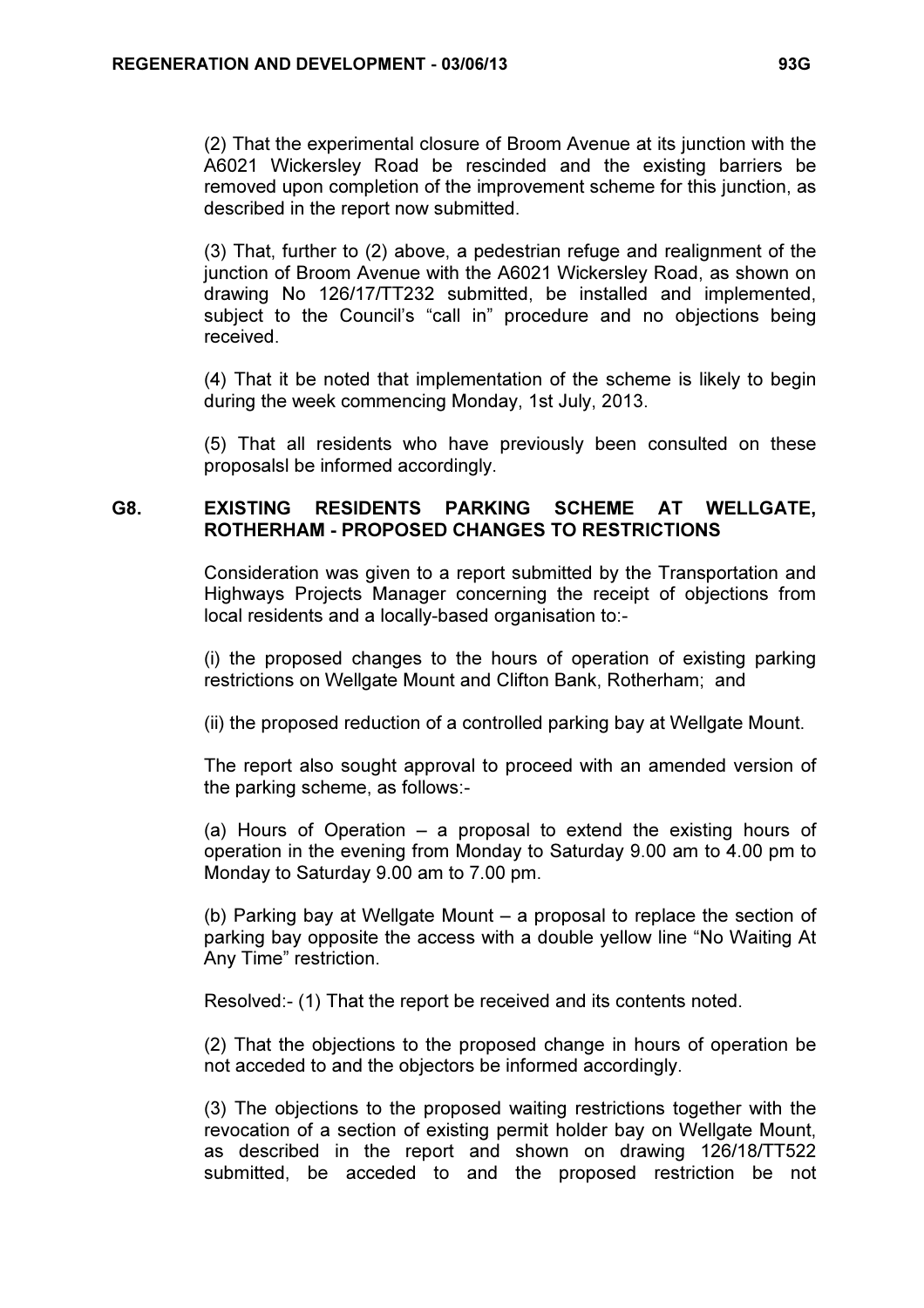(2) That the experimental closure of Broom Avenue at its junction with the A6021 Wickersley Road be rescinded and the existing barriers be removed upon completion of the improvement scheme for this junction, as described in the report now submitted.

(3) That, further to (2) above, a pedestrian refuge and realignment of the junction of Broom Avenue with the A6021 Wickersley Road, as shown on drawing No 126/17/TT232 submitted, be installed and implemented, subject to the Council's "call in" procedure and no objections being received.

(4) That it be noted that implementation of the scheme is likely to begin during the week commencing Monday, 1st July, 2013.

(5) That all residents who have previously been consulted on these proposalsl be informed accordingly.

## G8. EXISTING RESIDENTS PARKING SCHEME AT WELLGATE, ROTHERHAM - PROPOSED CHANGES TO RESTRICTIONS

Consideration was given to a report submitted by the Transportation and Highways Projects Manager concerning the receipt of objections from local residents and a locally-based organisation to:-

(i) the proposed changes to the hours of operation of existing parking restrictions on Wellgate Mount and Clifton Bank, Rotherham; and

(ii) the proposed reduction of a controlled parking bay at Wellgate Mount.

The report also sought approval to proceed with an amended version of the parking scheme, as follows:-

(a) Hours of Operation – a proposal to extend the existing hours of operation in the evening from Monday to Saturday 9.00 am to 4.00 pm to Monday to Saturday 9.00 am to 7.00 pm.

(b) Parking bay at Wellgate Mount – a proposal to replace the section of parking bay opposite the access with a double yellow line "No Waiting At Any Time" restriction.

Resolved:- (1) That the report be received and its contents noted.

(2) That the objections to the proposed change in hours of operation be not acceded to and the objectors be informed accordingly.

(3) The objections to the proposed waiting restrictions together with the revocation of a section of existing permit holder bay on Wellgate Mount, as described in the report and shown on drawing 126/18/TT522 submitted, be acceded to and the proposed restriction be not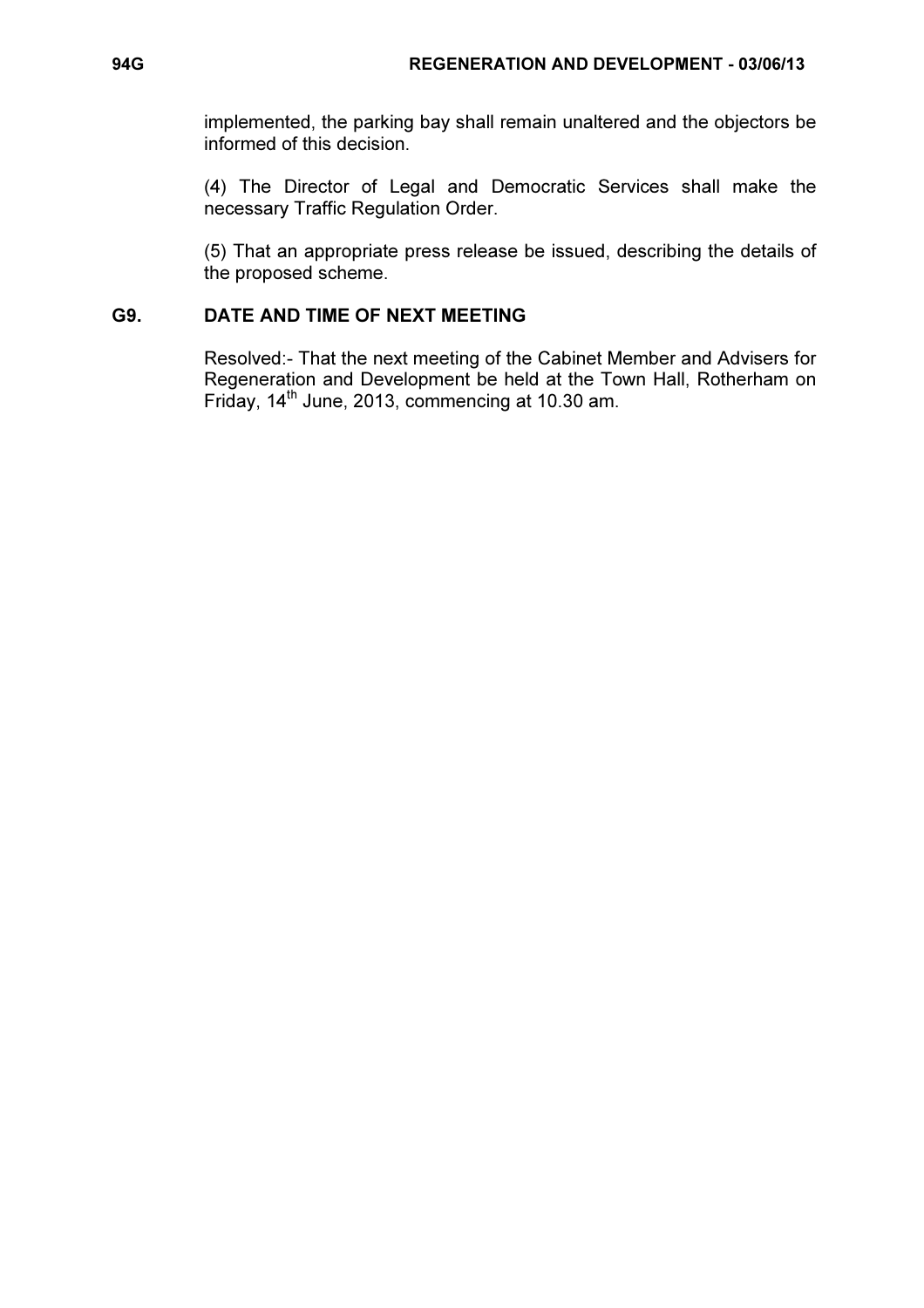implemented, the parking bay shall remain unaltered and the objectors be informed of this decision.

(4) The Director of Legal and Democratic Services shall make the necessary Traffic Regulation Order.

(5) That an appropriate press release be issued, describing the details of the proposed scheme.

## G9. DATE AND TIME OF NEXT MEETING

Resolved:- That the next meeting of the Cabinet Member and Advisers for Regeneration and Development be held at the Town Hall, Rotherham on Friday, 14th June, 2013, commencing at 10.30 am.